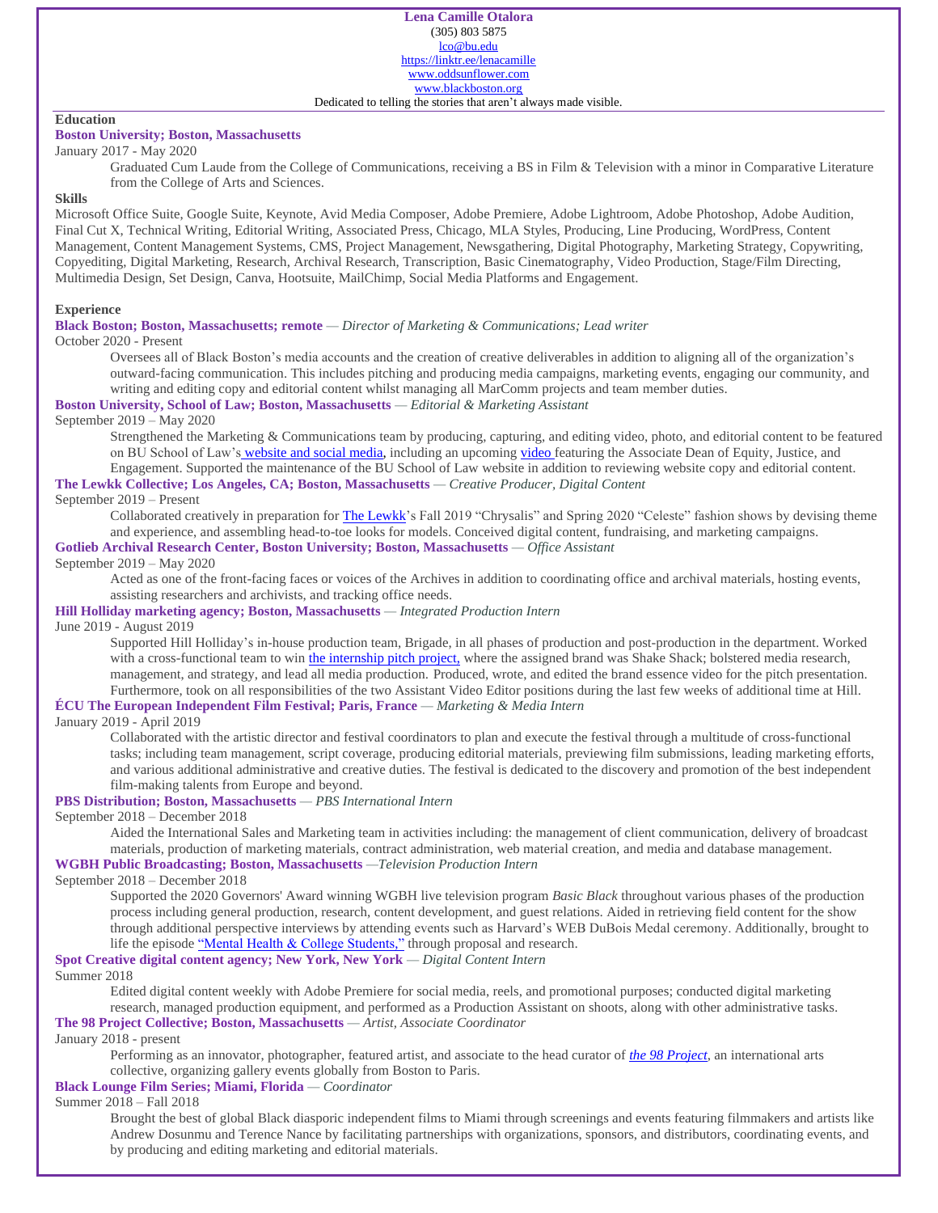# Lena Camille Otalora

(305) 803 5875
lco@bu.edu
https://linktr.ee/lenacamille
www.oddsunflower.com
www.blackboston.org

Dedicated to telling the stories that aren't always made visible.

## Education

**Boston University; Boston, Massachusetts**

January 2017 - May 2020

Graduated Cum Laude from the College of Communications, receiving a BS in Film & Television with a minor in Comparative Literature from the College of Arts and Sciences.

## Skills

Microsoft Office Suite, Google Suite, Keynote, Avid Media Composer, Adobe Premiere, Adobe Lightroom, Adobe Photoshop, Adobe Audition, Final Cut X, Technical Writing, Editorial Writing, Associated Press, Chicago, MLA Styles, Producing, Line Producing, WordPress, Content Management, Content Management Systems, CMS, Project Management, Newsgathering, Digital Photography, Marketing Strategy, Copywriting, Copyediting, Digital Marketing, Research, Archival Research, Transcription, Basic Cinematography, Video Production, Stage/Film Directing, Multimedia Design, Set Design, Canva, Hootsuite, MailChimp, Social Media Platforms and Engagement.

## Experience

**Black Boston; Boston, Massachusetts; remote** — *Director of Marketing & Communications; Lead writer*

October 2020 - Present

Oversees all of Black Boston's media accounts and the creation of creative deliverables in addition to aligning all of the organization's outward-facing communication. This includes pitching and producing media campaigns, marketing events, engaging our community, and writing and editing copy and editorial content whilst managing all MarComm projects and team member duties.

**Boston University, School of Law; Boston, Massachusetts** — *Editorial & Marketing Assistant*

September 2019 – May 2020

Strengthened the Marketing & Communications team by producing, capturing, and editing video, photo, and editorial content to be featured on BU School of Law's website and social media, including an upcoming video featuring the Associate Dean of Equity, Justice, and Engagement. Supported the maintenance of the BU School of Law website in addition to reviewing website copy and editorial content.

**The Lewkk Collective; Los Angeles, CA; Boston, Massachusetts** — *Creative Producer, Digital Content*

September 2019 – Present

Collaborated creatively in preparation for The Lewkk's Fall 2019 "Chrysalis" and Spring 2020 "Celeste" fashion shows by devising theme and experience, and assembling head-to-toe looks for models. Conceived digital content, fundraising, and marketing campaigns.

**Gotlieb Archival Research Center, Boston University; Boston, Massachusetts** — *Office Assistant*

September 2019 – May 2020

Acted as one of the front-facing faces or voices of the Archives in addition to coordinating office and archival materials, hosting events, assisting researchers and archivists, and tracking office needs.

**Hill Holliday marketing agency; Boston, Massachusetts** — *Integrated Production Intern*

June 2019 - August 2019

Supported Hill Holliday's in-house production team, Brigade, in all phases of production and post-production in the department. Worked with a cross-functional team to win the internship pitch project, where the assigned brand was Shake Shack; bolstered media research, management, and strategy, and lead all media production. Produced, wrote, and edited the brand essence video for the pitch presentation. Furthermore, took on all responsibilities of the two Assistant Video Editor positions during the last few weeks of additional time at Hill.

**ÉCU The European Independent Film Festival; Paris, France** — *Marketing & Media Intern*

January 2019 - April 2019

Collaborated with the artistic director and festival coordinators to plan and execute the festival through a multitude of cross-functional tasks; including team management, script coverage, producing editorial materials, previewing film submissions, leading marketing efforts, and various additional administrative and creative duties. The festival is dedicated to the discovery and promotion of the best independent film-making talents from Europe and beyond.

**PBS Distribution; Boston, Massachusetts** — *PBS International Intern*

September 2018 – December 2018

Aided the International Sales and Marketing team in activities including: the management of client communication, delivery of broadcast materials, production of marketing materials, contract administration, web material creation, and media and database management.

**WGBH Public Broadcasting; Boston, Massachusetts** —*Television Production Intern*

September 2018 – December 2018

Supported the 2020 Governors' Award winning WGBH live television program *Basic Black* throughout various phases of the production process including general production, research, content development, and guest relations. Aided in retrieving field content for the show through additional perspective interviews by attending events such as Harvard's WEB DuBois Medal ceremony. Additionally, brought to life the episode "Mental Health & College Students," through proposal and research.

**Spot Creative digital content agency; New York, New York** — *Digital Content Intern*

Summer 2018

Edited digital content weekly with Adobe Premiere for social media, reels, and promotional purposes; conducted digital marketing research, managed production equipment, and performed as a Production Assistant on shoots, along with other administrative tasks.

**The 98 Project Collective; Boston, Massachusetts** — *Artist, Associate Coordinator*

January 2018 - present

Performing as an innovator, photographer, featured artist, and associate to the head curator of *the 98 Project*, an international arts collective, organizing gallery events globally from Boston to Paris.

**Black Lounge Film Series; Miami, Florida** — *Coordinator*

Summer 2018 – Fall 2018

Brought the best of global Black diasporic independent films to Miami through screenings and events featuring filmmakers and artists like Andrew Dosunmu and Terence Nance by facilitating partnerships with organizations, sponsors, and distributors, coordinating events, and by producing and editing marketing and editorial materials.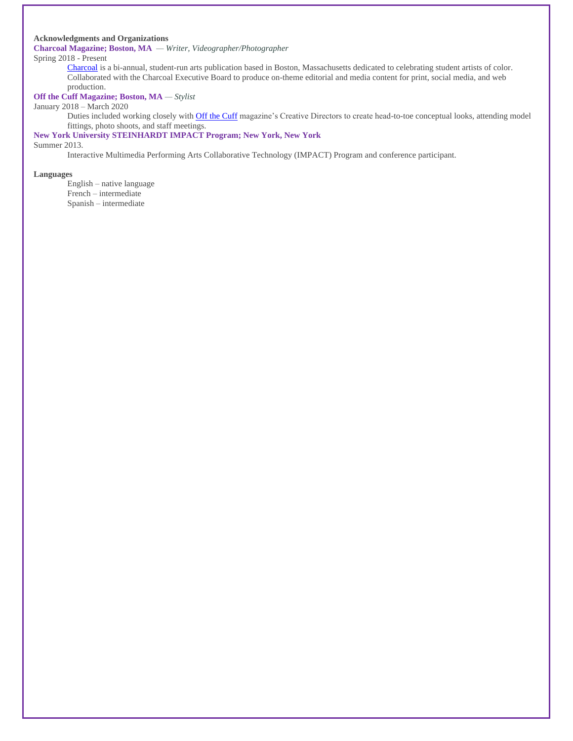**Acknowledgments and Organizations**

**Charcoal Magazine; Boston, MA** — *Writer, Videographer/Photographer*

Spring 2018 - Present

Charcoal is a bi-annual, student-run arts publication based in Boston, Massachusetts dedicated to celebrating student artists of color. Collaborated with the Charcoal Executive Board to produce on-theme editorial and media content for print, social media, and web production.

**Off the Cuff Magazine; Boston, MA** — *Stylist*

January 2018 – March 2020

Duties included working closely with Off the Cuff magazine's Creative Directors to create head-to-toe conceptual looks, attending model fittings, photo shoots, and staff meetings.

**New York University STEINHARDT IMPACT Program; New York, New York**

Summer 2013.

Interactive Multimedia Performing Arts Collaborative Technology (IMPACT) Program and conference participant.

**Languages**

English – native language
French – intermediate
Spanish – intermediate